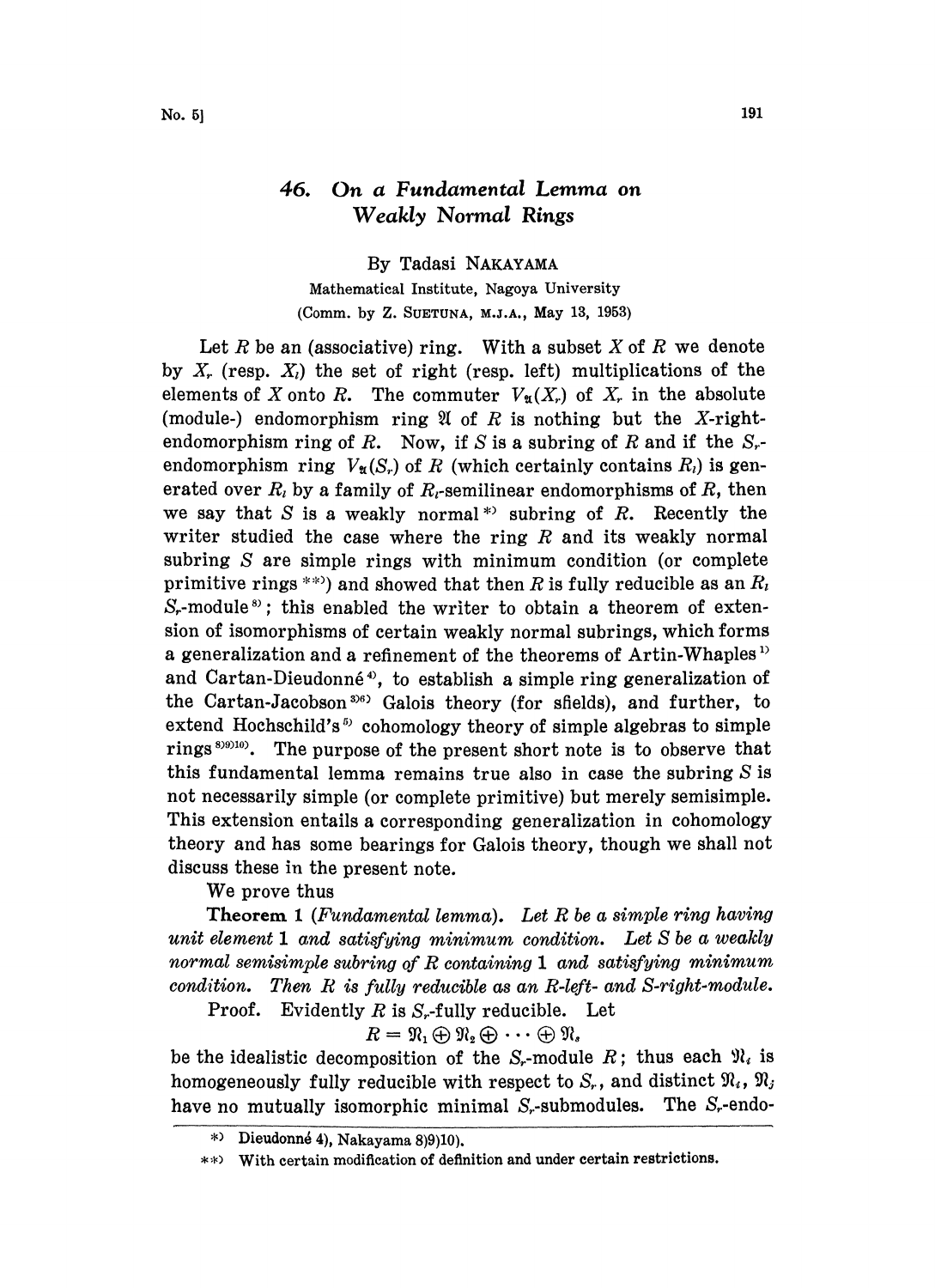# 46. On a Fundamental Lemma on Weakly Normal Rings

By Tadasi NAKAYAMA

Mathematical Institute, Nagoya University

(Comm. by Z. SUETUNA, M.J.A., May 13, 1953)

Let $R$ be an (associative) ring. With a subset $X$ of $R$ we denote by $X_r$ (resp. $X_l$) the set of right (resp. left) multiplications of the elements of $X$ onto $R$. The commuter $V_{\mathfrak{A}}(X_r)$ of $X_r$ in the absolute (module-) endomorphism ring $\mathfrak{A}$ of $R$ is nothing but the $X$-right-endomorphism ring of $R$. Now, if $S$ is a subring of $R$ and if the $S_r$-endomorphism ring $V_{\mathfrak{A}}(S_r)$ of $R$ (which certainly contains $R_l$) is generated over $R_l$ by a family of $R_l$-semilinear endomorphisms of $R$, then we say that $S$ is a weakly normal*) subring of $R$. Recently the writer studied the case where the ring $R$ and its weakly normal subring $S$ are simple rings with minimum condition (or complete primitive rings**)) and showed that then $R$ is fully reducible as an $R_l$ $S_r$-module[8]; this enabled the writer to obtain a theorem of extension of isomorphisms of certain weakly normal subrings, which forms a generalization and a refinement of the theorems of Artin-Whaples[1] and Cartan-Dieudonné[4], to establish a simple ring generalization of the Cartan-Jacobson[3)6)] Galois theory (for sfields), and further, to extend Hochschild's[5] cohomology theory of simple algebras to simple rings[8)9)10)]. The purpose of the present short note is to observe that this fundamental lemma remains true also in case the subring $S$ is not necessarily simple (or complete primitive) but merely semisimple. This extension entails a corresponding generalization in cohomology theory and has some bearings for Galois theory, though we shall not discuss these in the present note.

We prove thus

**Theorem 1** (*Fundamental lemma*). *Let $R$ be a simple ring having unit element 1 and satisfying minimum condition. Let $S$ be a weakly normal semisimple subring of $R$ containing 1 and satisfying minimum condition. Then $R$ is fully reducible as an $R$-left- and $S$-right-module.*

Proof. Evidently $R$ is $S_r$-fully reducible. Let

$$R = \mathfrak{R}_1 \oplus \mathfrak{R}_2 \oplus \cdots \oplus \mathfrak{R}_s$$

be the idealistic decomposition of the $S_r$-module $R$; thus each $\mathfrak{R}_i$ is homogeneously fully reducible with respect to $S_r$, and distinct $\mathfrak{R}_i$, $\mathfrak{R}_j$ have no mutually isomorphic minimal $S_r$-submodules. The $S_r$-endo-

---

*) Dieudonné 4), Nakayama 8)9)10).

**) With certain modification of definition and under certain restrictions.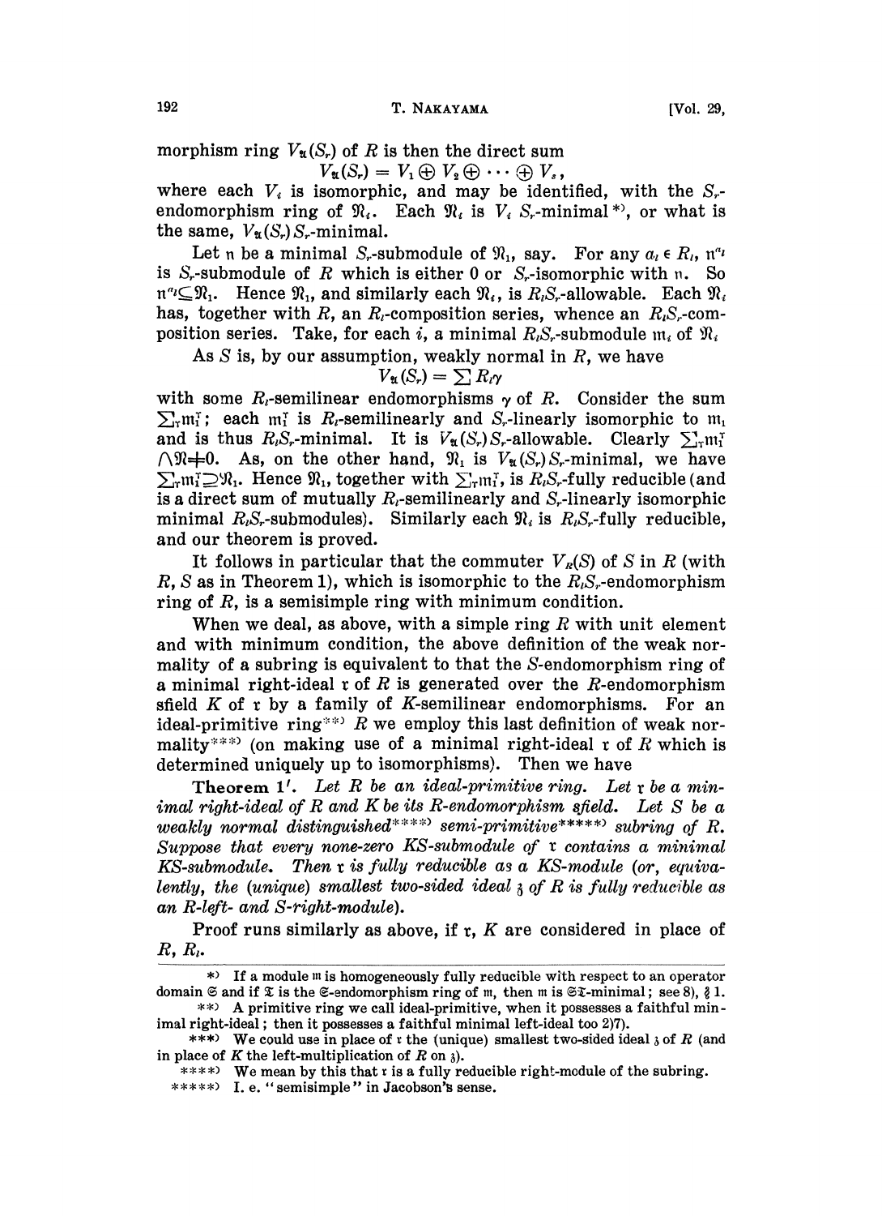morphism ring $V_{\mathfrak{A}}(S_r)$ of $R$ is then the direct sum

$$V_{\mathfrak{A}}(S_r) = V_1 \oplus V_2 \oplus \cdots \oplus V_s,$$

where each $V_i$ is isomorphic, and may be identified, with the $S_r$-endomorphism ring of $\mathfrak{R}_i$. Each $\mathfrak{R}_i$ is $V_i$ $S_r$-minimal\*), or what is the same, $V_{\mathfrak{A}}(S_r) S_r$-minimal.

Let $\mathfrak{n}$ be a minimal $S_r$-submodule of $\mathfrak{R}_1$, say. For any $a_l \in R_l$, $\mathfrak{n}^{a_l}$ is $S_r$-submodule of $R$ which is either 0 or $S_r$-isomorphic with $\mathfrak{n}$. So $\mathfrak{n}^{a_l} \subseteq \mathfrak{R}_1$. Hence $\mathfrak{R}_1$, and similarly each $\mathfrak{R}_i$, is $R_l S_r$-allowable. Each $\mathfrak{R}_i$ has, together with $R$, an $R_l$-composition series, whence an $R_l S_r$-composition series. Take, for each $i$, a minimal $R_l S_r$-submodule $\mathfrak{m}_i$ of $\mathfrak{R}_i$

As $S$ is, by our assumption, weakly normal in $R$, we have

$$V_{\mathfrak{A}}(S_r) = \sum R_l \gamma$$

with some $R_l$-semilinear endomorphisms $\gamma$ of $R$. Consider the sum $\sum_\gamma \mathfrak{m}_1^\gamma$; each $\mathfrak{m}_1^\gamma$ is $R_l$-semilinearly and $S_r$-linearly isomorphic to $\mathfrak{m}_1$ and is thus $R_l S_r$-minimal. It is $V_{\mathfrak{A}}(S_r) S_r$-allowable. Clearly $\sum_\gamma \mathfrak{m}_1^\gamma \cap \mathfrak{R} \neq 0$. As, on the other hand, $\mathfrak{R}_1$ is $V_{\mathfrak{A}}(S_r) S_r$-minimal, we have $\sum_\gamma \mathfrak{m}_1^\gamma \supseteq \mathfrak{R}_1$. Hence $\mathfrak{R}_1$, together with $\sum_\gamma \mathfrak{m}_1^\gamma$, is $R_l S_r$-fully reducible (and is a direct sum of mutually $R_l$-semilinearly and $S_r$-linearly isomorphic minimal $R_l S_r$-submodules). Similarly each $\mathfrak{R}_i$ is $R_l S_r$-fully reducible, and our theorem is proved.

It follows in particular that the commuter $V_R(S)$ of $S$ in $R$ (with $R$, $S$ as in Theorem 1), which is isomorphic to the $R_l S_r$-endomorphism ring of $R$, is a semisimple ring with minimum condition.

When we deal, as above, with a simple ring $R$ with unit element and with minimum condition, the above definition of the weak normality of a subring is equivalent to that the $S$-endomorphism ring of a minimal right-ideal $\mathfrak{r}$ of $R$ is generated over the $R$-endomorphism sfield $K$ of $\mathfrak{r}$ by a family of $K$-semilinear endomorphisms. For an ideal-primitive ring\*\*) $R$ we employ this last definition of weak normality\*\*\*) (on making use of a minimal right-ideal $\mathfrak{r}$ of $R$ which is determined uniquely up to isomorphisms). Then we have

**Theorem 1′.** *Let $R$ be an ideal-primitive ring. Let $\mathfrak{r}$ be a minimal right-ideal of $R$ and $K$ be its $R$-endomorphism sfield. Let $S$ be a weakly normal distinguished\*\*\*\*) semi-primitive\*\*\*\*\*) subring of $R$. Suppose that every none-zero $KS$-submodule of $\mathfrak{r}$ contains a minimal $KS$-submodule. Then $\mathfrak{r}$ is fully reducible as a $KS$-module (or, equivalently, the (unique) smallest two-sided ideal $\mathfrak{z}$ of $R$ is fully reducible as an $R$-left- and $S$-right-module).*

Proof runs similarly as above, if $\mathfrak{r}$, $K$ are considered in place of $R$, $R_l$.

---

\*) If a module $\mathfrak{m}$ is homogeneously fully reducible with respect to an operator domain $\mathfrak{S}$ and if $\mathfrak{T}$ is the $\mathfrak{S}$-endomorphism ring of $\mathfrak{m}$, then $\mathfrak{m}$ is $\mathfrak{S}\mathfrak{T}$-minimal; see 8), § 1.

\*\*) A primitive ring we call ideal-primitive, when it possesses a faithful minimal right-ideal; then it possesses a faithful minimal left-ideal too 2)7).

\*\*\*) We could use in place of $\mathfrak{r}$ the (unique) smallest two-sided ideal $\mathfrak{z}$ of $R$ (and in place of $K$ the left-multiplication of $R$ on $\mathfrak{z}$).

\*\*\*\*) We mean by this that $\mathfrak{r}$ is a fully reducible right-module of the subring.

\*\*\*\*\*) I. e. "semisimple" in Jacobson's sense.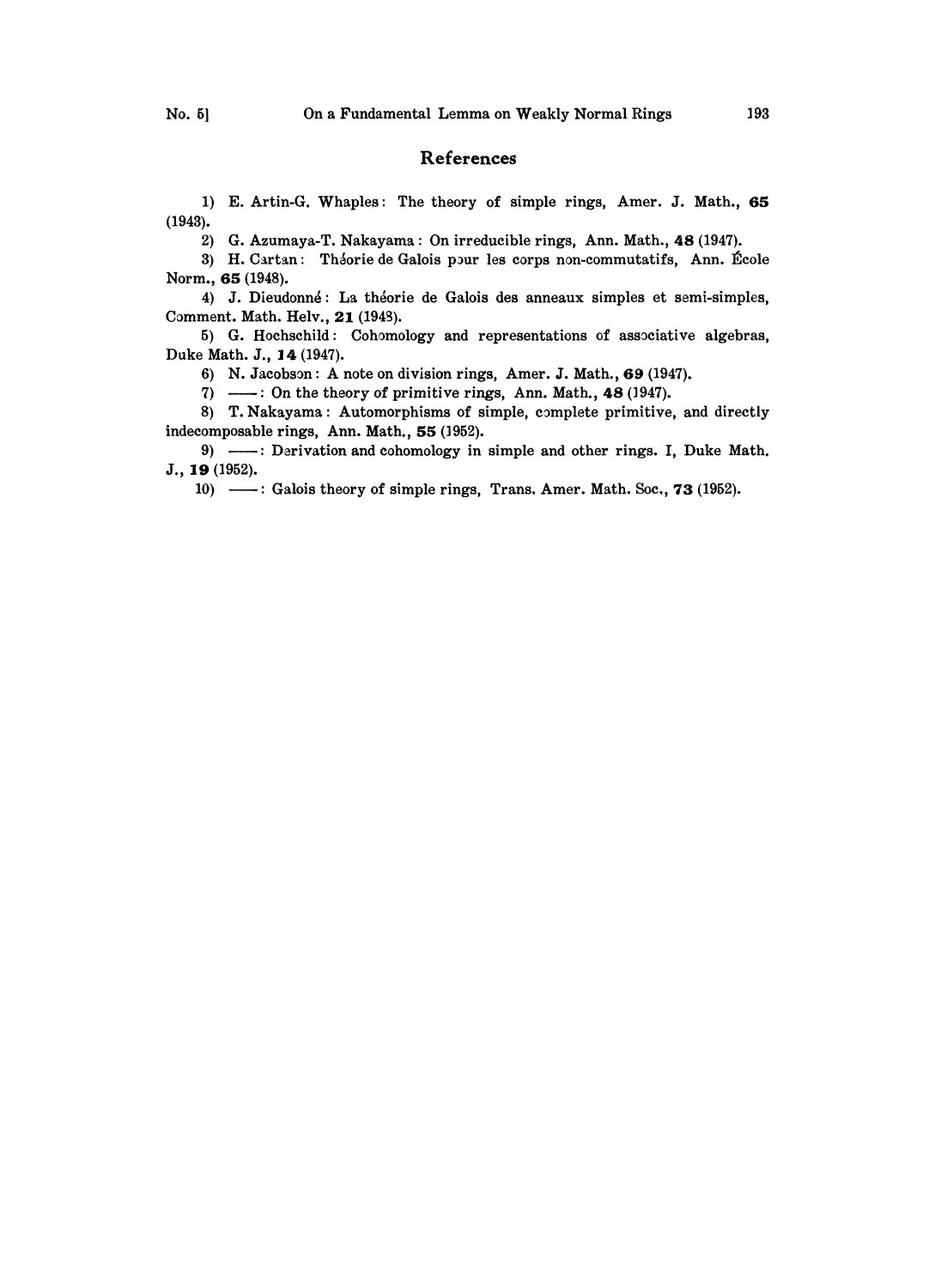## References

1) E. Artin-G. Whaples: The theory of simple rings, Amer. J. Math., **65** (1943).

2) G. Azumaya-T. Nakayama: On irreducible rings, Ann. Math., **48** (1947).

3) H. Cartan: Théorie de Galois pour les corps non-commutatifs, Ann. École Norm., **65** (1948).

4) J. Dieudonné: La théorie de Galois des anneaux simples et semi-simples, Comment. Math. Helv., **21** (1948).

5) G. Hochschild: Cohomology and representations of associative algebras, Duke Math. J., **14** (1947).

6) N. Jacobson: A note on division rings, Amer. J. Math., **69** (1947).

7) ——: On the theory of primitive rings, Ann. Math., **48** (1947).

8) T. Nakayama: Automorphisms of simple, complete primitive, and directly indecomposable rings, Ann. Math., **55** (1952).

9) ——: Derivation and cohomology in simple and other rings. I, Duke Math. J., **19** (1952).

10) ——: Galois theory of simple rings, Trans. Amer. Math. Soc., **73** (1952).